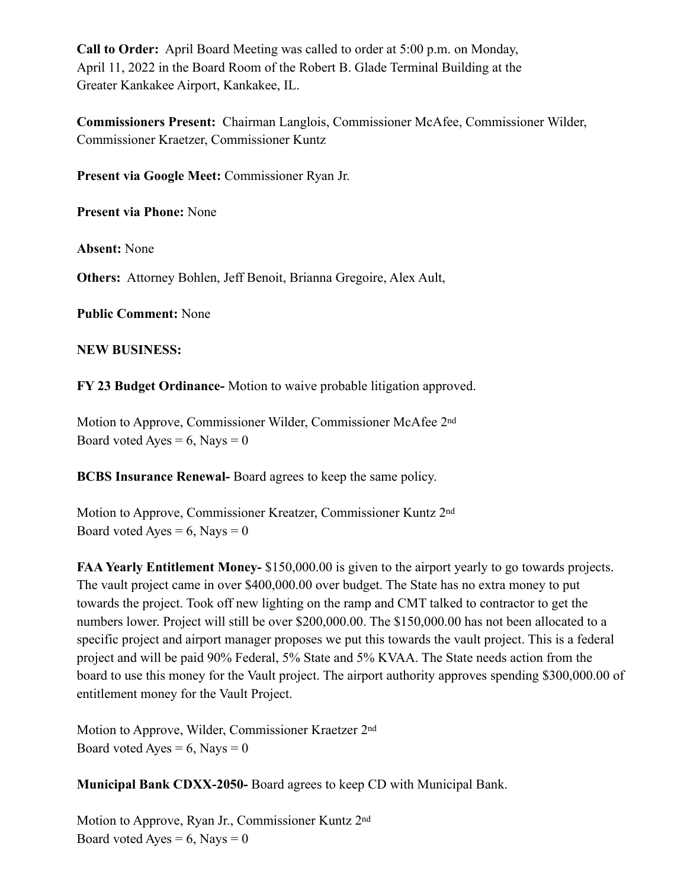**Call to Order:** April Board Meeting was called to order at 5:00 p.m. on Monday, April 11, 2022 in the Board Room of the Robert B. Glade Terminal Building at the Greater Kankakee Airport, Kankakee, IL.

**Commissioners Present:** Chairman Langlois, Commissioner McAfee, Commissioner Wilder, Commissioner Kraetzer, Commissioner Kuntz

**Present via Google Meet:** Commissioner Ryan Jr.

**Present via Phone:** None

**Absent:** None

**Others:** Attorney Bohlen, Jeff Benoit, Brianna Gregoire, Alex Ault,

**Public Comment:** None

**NEW BUSINESS:**

**FY 23 Budget Ordinance-** Motion to waive probable litigation approved.

Motion to Approve, Commissioner Wilder, Commissioner McAfee 2nd
Board voted Ayes = 6, Nays = 0

**BCBS Insurance Renewal-** Board agrees to keep the same policy.

Motion to Approve, Commissioner Kreatzer, Commissioner Kuntz 2nd
Board voted Ayes = 6, Nays = 0

**FAA Yearly Entitlement Money-** $150,000.00 is given to the airport yearly to go towards projects. The vault project came in over $400,000.00 over budget. The State has no extra money to put towards the project. Took off new lighting on the ramp and CMT talked to contractor to get the numbers lower. Project will still be over $200,000.00. The $150,000.00 has not been allocated to a specific project and airport manager proposes we put this towards the vault project. This is a federal project and will be paid 90% Federal, 5% State and 5% KVAA. The State needs action from the board to use this money for the Vault project. The airport authority approves spending $300,000.00 of entitlement money for the Vault Project.

Motion to Approve, Wilder, Commissioner Kraetzer 2nd
Board voted Ayes = 6, Nays = 0

**Municipal Bank CDXX-2050-** Board agrees to keep CD with Municipal Bank.

Motion to Approve, Ryan Jr., Commissioner Kuntz 2nd
Board voted Ayes = 6, Nays = 0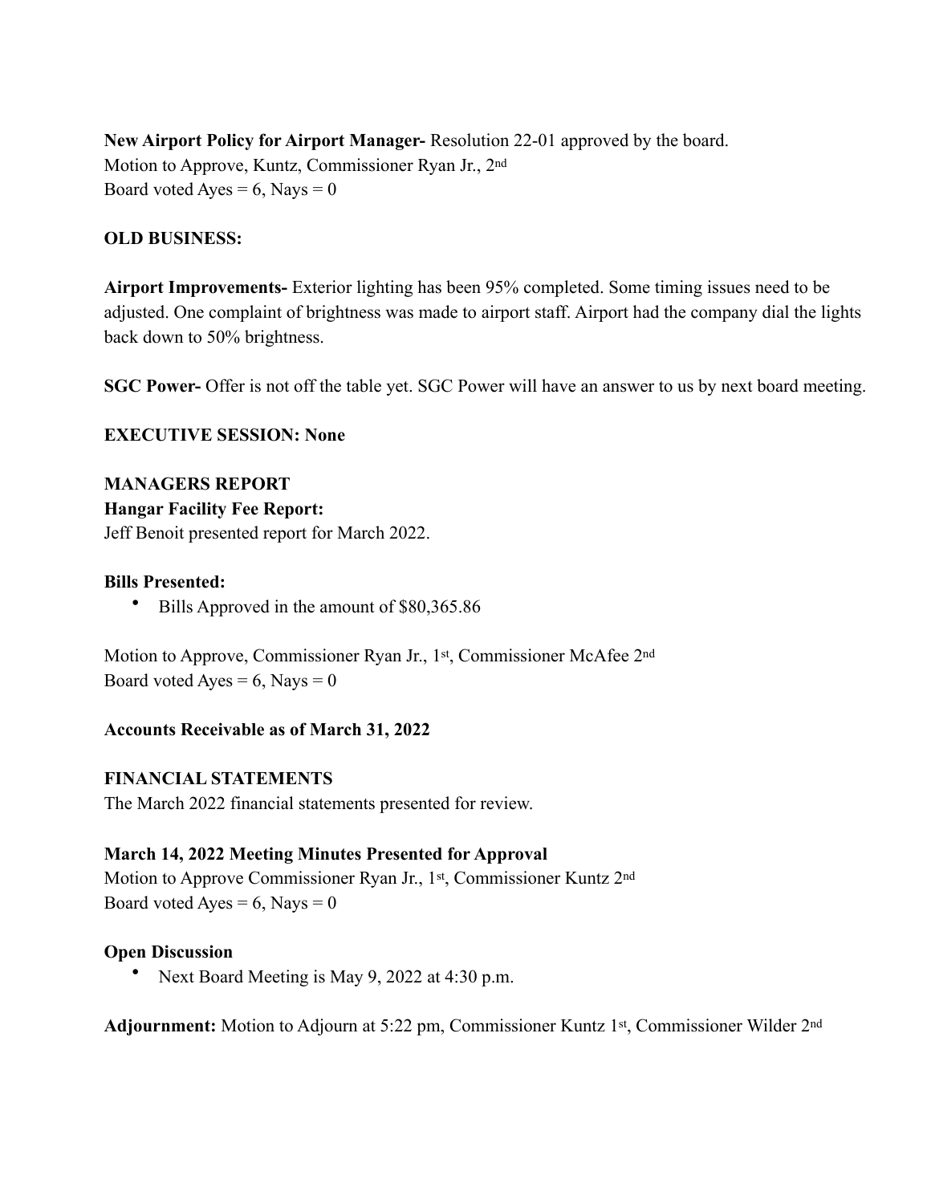**New Airport Policy for Airport Manager-** Resolution 22-01 approved by the board.
Motion to Approve, Kuntz, Commissioner Ryan Jr., 2nd
Board voted Ayes = 6, Nays = 0

**OLD BUSINESS:**

**Airport Improvements-** Exterior lighting has been 95% completed. Some timing issues need to be adjusted. One complaint of brightness was made to airport staff. Airport had the company dial the lights back down to 50% brightness.

**SGC Power-** Offer is not off the table yet. SGC Power will have an answer to us by next board meeting.

**EXECUTIVE SESSION: None**

**MANAGERS REPORT**

**Hangar Facility Fee Report:**
Jeff Benoit presented report for March 2022.

**Bills Presented:**

- Bills Approved in the amount of $80,365.86

Motion to Approve, Commissioner Ryan Jr., 1st, Commissioner McAfee 2nd
Board voted Ayes = 6, Nays = 0

**Accounts Receivable as of March 31, 2022**

**FINANCIAL STATEMENTS**
The March 2022 financial statements presented for review.

**March 14, 2022 Meeting Minutes Presented for Approval**
Motion to Approve Commissioner Ryan Jr., 1st, Commissioner Kuntz 2nd
Board voted Ayes = 6, Nays = 0

**Open Discussion**

- Next Board Meeting is May 9, 2022 at 4:30 p.m.

**Adjournment:** Motion to Adjourn at 5:22 pm, Commissioner Kuntz 1st, Commissioner Wilder 2nd